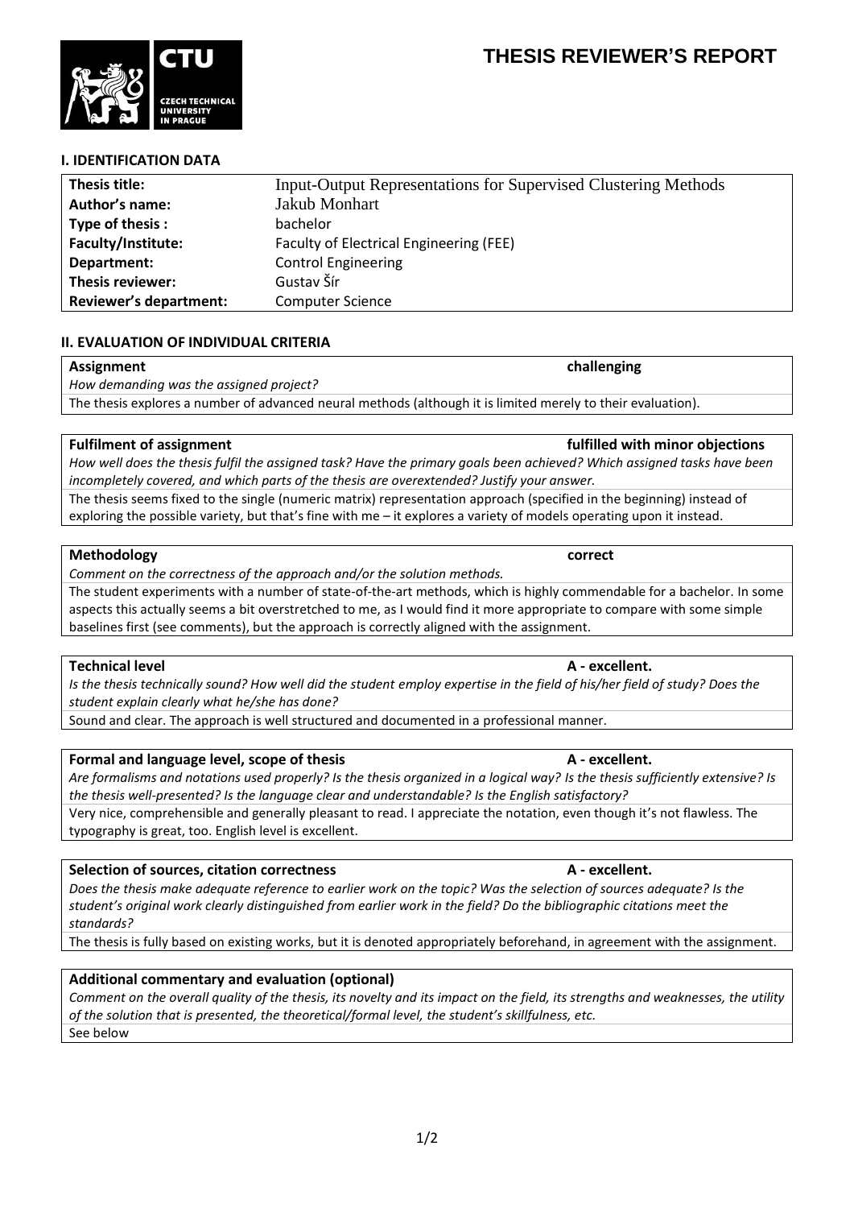# THESIS REVIEWER'S REPORT

## I. IDENTIFICATION DATA

| Thesis title: | Input-Output Representations for Supervised Clustering Methods |
|---|---|
| Author's name: | Jakub Monhart |
| Type of thesis : | bachelor |
| Faculty/Institute: | Faculty of Electrical Engineering (FEE) |
| Department: | Control Engineering |
| Thesis reviewer: | Gustav Šír |
| Reviewer's department: | Computer Science |

## II. EVALUATION OF INDIVIDUAL CRITERIA

**Assignment** — **challenging**

*How demanding was the assigned project?*

The thesis explores a number of advanced neural methods (although it is limited merely to their evaluation).

**Fulfilment of assignment** — **fulfilled with minor objections**

*How well does the thesis fulfil the assigned task? Have the primary goals been achieved? Which assigned tasks have been incompletely covered, and which parts of the thesis are overextended? Justify your answer.*

The thesis seems fixed to the single (numeric matrix) representation approach (specified in the beginning) instead of exploring the possible variety, but that's fine with me – it explores a variety of models operating upon it instead.

**Methodology** — **correct**

*Comment on the correctness of the approach and/or the solution methods.*

The student experiments with a number of state-of-the-art methods, which is highly commendable for a bachelor. In some aspects this actually seems a bit overstretched to me, as I would find it more appropriate to compare with some simple baselines first (see comments), but the approach is correctly aligned with the assignment.

**Technical level** — **A - excellent.**

*Is the thesis technically sound? How well did the student employ expertise in the field of his/her field of study? Does the student explain clearly what he/she has done?*

Sound and clear. The approach is well structured and documented in a professional manner.

**Formal and language level, scope of thesis** — **A - excellent.**

*Are formalisms and notations used properly? Is the thesis organized in a logical way? Is the thesis sufficiently extensive? Is the thesis well-presented? Is the language clear and understandable? Is the English satisfactory?*

Very nice, comprehensible and generally pleasant to read. I appreciate the notation, even though it's not flawless. The typography is great, too. English level is excellent.

**Selection of sources, citation correctness** — **A - excellent.**

*Does the thesis make adequate reference to earlier work on the topic? Was the selection of sources adequate? Is the student's original work clearly distinguished from earlier work in the field? Do the bibliographic citations meet the standards?*

The thesis is fully based on existing works, but it is denoted appropriately beforehand, in agreement with the assignment.

**Additional commentary and evaluation (optional)**

*Comment on the overall quality of the thesis, its novelty and its impact on the field, its strengths and weaknesses, the utility of the solution that is presented, the theoretical/formal level, the student's skillfulness, etc.*

See below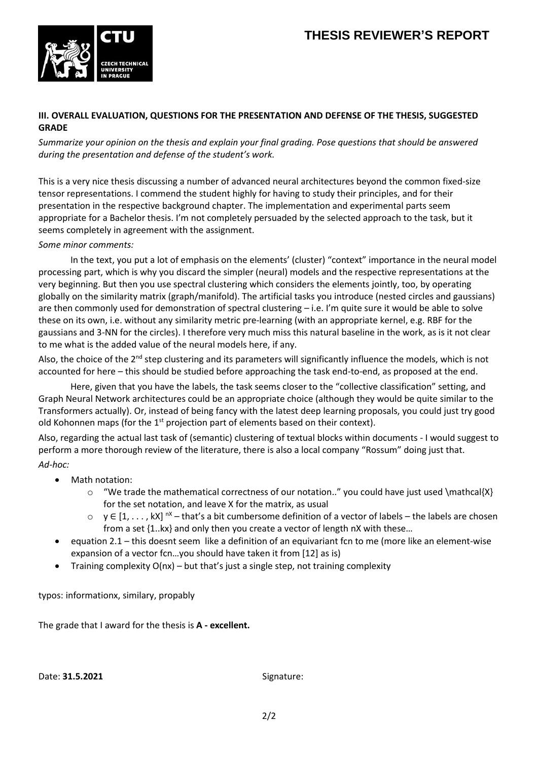# THESIS REVIEWER'S REPORT

### III. OVERALL EVALUATION, QUESTIONS FOR THE PRESENTATION AND DEFENSE OF THE THESIS, SUGGESTED GRADE

*Summarize your opinion on the thesis and explain your final grading. Pose questions that should be answered during the presentation and defense of the student's work.*

This is a very nice thesis discussing a number of advanced neural architectures beyond the common fixed-size tensor representations. I commend the student highly for having to study their principles, and for their presentation in the respective background chapter. The implementation and experimental parts seem appropriate for a Bachelor thesis. I'm not completely persuaded by the selected approach to the task, but it seems completely in agreement with the assignment.

*Some minor comments:*

In the text, you put a lot of emphasis on the elements' (cluster) "context" importance in the neural model processing part, which is why you discard the simpler (neural) models and the respective representations at the very beginning. But then you use spectral clustering which considers the elements jointly, too, by operating globally on the similarity matrix (graph/manifold). The artificial tasks you introduce (nested circles and gaussians) are then commonly used for demonstration of spectral clustering – i.e. I'm quite sure it would be able to solve these on its own, i.e. without any similarity metric pre-learning (with an appropriate kernel, e.g. RBF for the gaussians and 3-NN for the circles). I therefore very much miss this natural baseline in the work, as is it not clear to me what is the added value of the neural models here, if any.

Also, the choice of the 2nd step clustering and its parameters will significantly influence the models, which is not accounted for here – this should be studied before approaching the task end-to-end, as proposed at the end.

Here, given that you have the labels, the task seems closer to the "collective classification" setting, and Graph Neural Network architectures could be an appropriate choice (although they would be quite similar to the Transformers actually). Or, instead of being fancy with the latest deep learning proposals, you could just try good old Kohonnen maps (for the 1st projection part of elements based on their context).

Also, regarding the actual last task of (semantic) clustering of textual blocks within documents - I would suggest to perform a more thorough review of the literature, there is also a local company "Rossum" doing just that.

*Ad-hoc:*

- Math notation:
  - "We trade the mathematical correctness of our notation.." you could have just used \mathcal{X} for the set notation, and leave X for the matrix, as usual
  - $y \in [1, \ldots, kX]^{nX}$ – that's a bit cumbersome definition of a vector of labels – the labels are chosen from a set {1..kx} and only then you create a vector of length nX with these…
- equation 2.1 – this doesnt seem like a definition of an equivariant fcn to me (more like an element-wise expansion of a vector fcn…you should have taken it from [12] as is)
- Training complexity O(nx) – but that's just a single step, not training complexity

typos: informationx, similary, propably

The grade that I award for the thesis is **A - excellent.**

Date: **31.5.2021**

Signature: